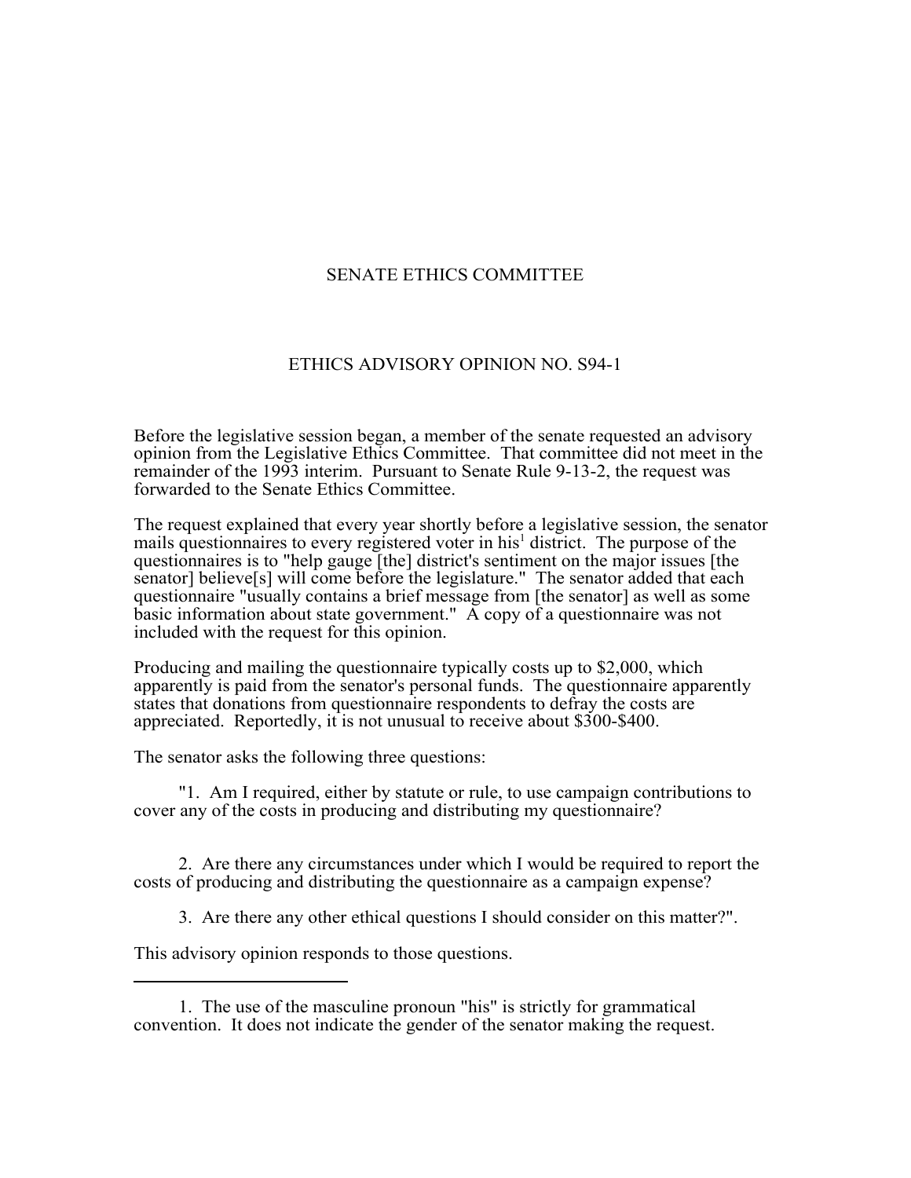# SENATE ETHICS COMMITTEE

## ETHICS ADVISORY OPINION NO. S94-1

Before the legislative session began, a member of the senate requested an advisory opinion from the Legislative Ethics Committee. That committee did not meet in the remainder of the 1993 interim. Pursuant to Senate Rule 9-13-2, the request was forwarded to the Senate Ethics Committee.

The request explained that every year shortly before a legislative session, the senator mails questionnaires to every registered voter in his[1] district. The purpose of the questionnaires is to "help gauge [the] district's sentiment on the major issues [the senator] believe[s] will come before the legislature." The senator added that each questionnaire "usually contains a brief message from [the senator] as well as some basic information about state government." A copy of a questionnaire was not included with the request for this opinion.

Producing and mailing the questionnaire typically costs up to $2,000, which apparently is paid from the senator's personal funds. The questionnaire apparently states that donations from questionnaire respondents to defray the costs are appreciated. Reportedly, it is not unusual to receive about $300-$400.

The senator asks the following three questions:

"1. Am I required, either by statute or rule, to use campaign contributions to cover any of the costs in producing and distributing my questionnaire?

2. Are there any circumstances under which I would be required to report the costs of producing and distributing the questionnaire as a campaign expense?

3. Are there any other ethical questions I should consider on this matter?".

This advisory opinion responds to those questions.

---

1. The use of the masculine pronoun "his" is strictly for grammatical convention. It does not indicate the gender of the senator making the request.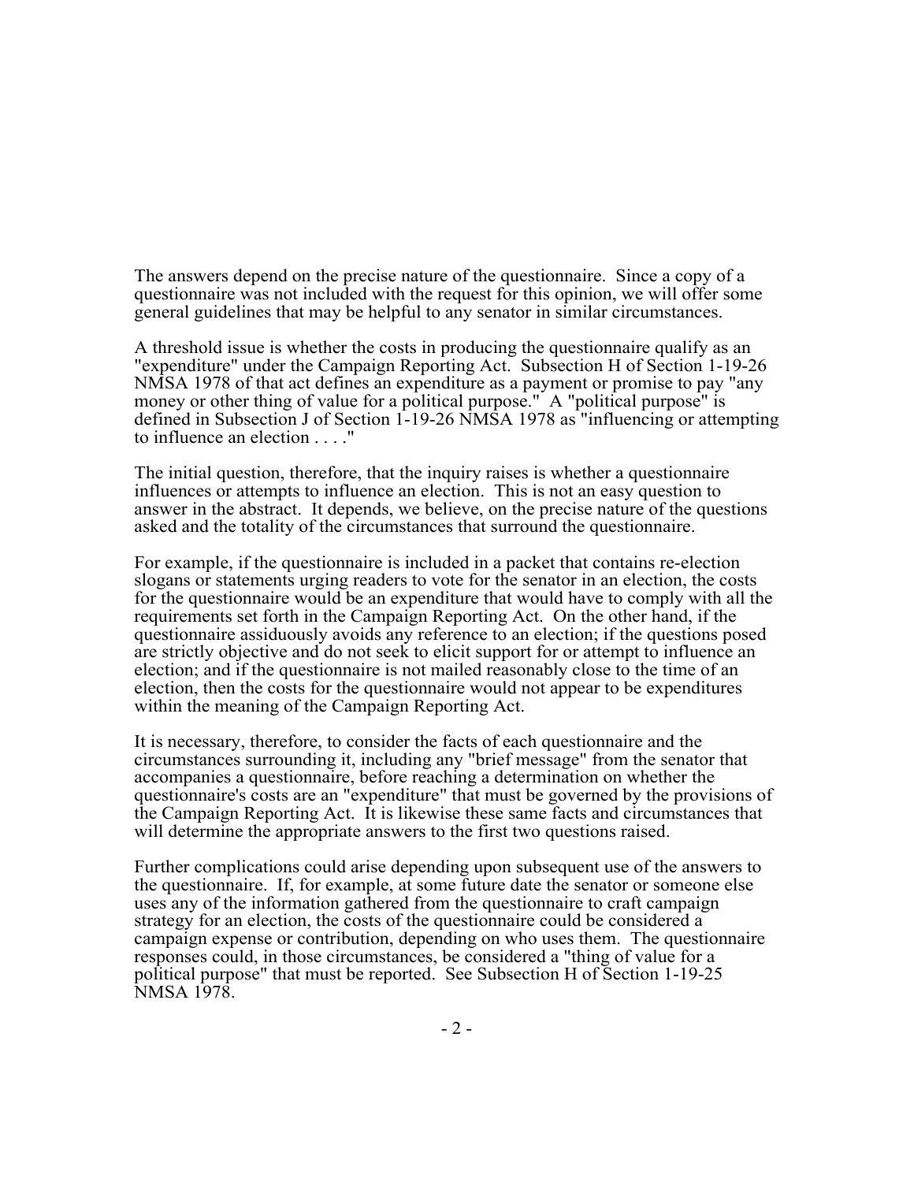The answers depend on the precise nature of the questionnaire. Since a copy of a questionnaire was not included with the request for this opinion, we will offer some general guidelines that may be helpful to any senator in similar circumstances.

A threshold issue is whether the costs in producing the questionnaire qualify as an "expenditure" under the Campaign Reporting Act. Subsection H of Section 1-19-26 NMSA 1978 of that act defines an expenditure as a payment or promise to pay "any money or other thing of value for a political purpose." A "political purpose" is defined in Subsection J of Section 1-19-26 NMSA 1978 as "influencing or attempting to influence an election . . . ."

The initial question, therefore, that the inquiry raises is whether a questionnaire influences or attempts to influence an election. This is not an easy question to answer in the abstract. It depends, we believe, on the precise nature of the questions asked and the totality of the circumstances that surround the questionnaire.

For example, if the questionnaire is included in a packet that contains re-election slogans or statements urging readers to vote for the senator in an election, the costs for the questionnaire would be an expenditure that would have to comply with all the requirements set forth in the Campaign Reporting Act. On the other hand, if the questionnaire assiduously avoids any reference to an election; if the questions posed are strictly objective and do not seek to elicit support for or attempt to influence an election; and if the questionnaire is not mailed reasonably close to the time of an election, then the costs for the questionnaire would not appear to be expenditures within the meaning of the Campaign Reporting Act.

It is necessary, therefore, to consider the facts of each questionnaire and the circumstances surrounding it, including any "brief message" from the senator that accompanies a questionnaire, before reaching a determination on whether the questionnaire's costs are an "expenditure" that must be governed by the provisions of the Campaign Reporting Act. It is likewise these same facts and circumstances that will determine the appropriate answers to the first two questions raised.

Further complications could arise depending upon subsequent use of the answers to the questionnaire. If, for example, at some future date the senator or someone else uses any of the information gathered from the questionnaire to craft campaign strategy for an election, the costs of the questionnaire could be considered a campaign expense or contribution, depending on who uses them. The questionnaire responses could, in those circumstances, be considered a "thing of value for a political purpose" that must be reported. See Subsection H of Section 1-19-25 NMSA 1978.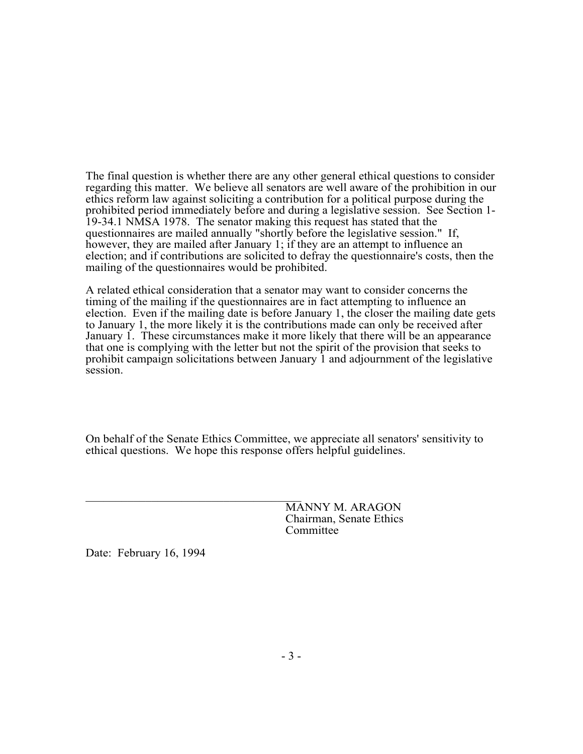The final question is whether there are any other general ethical questions to consider regarding this matter. We believe all senators are well aware of the prohibition in our ethics reform law against soliciting a contribution for a political purpose during the prohibited period immediately before and during a legislative session. See Section 1-19-34.1 NMSA 1978. The senator making this request has stated that the questionnaires are mailed annually "shortly before the legislative session." If, however, they are mailed after January 1; if they are an attempt to influence an election; and if contributions are solicited to defray the questionnaire's costs, then the mailing of the questionnaires would be prohibited.

A related ethical consideration that a senator may want to consider concerns the timing of the mailing if the questionnaires are in fact attempting to influence an election. Even if the mailing date is before January 1, the closer the mailing date gets to January 1, the more likely it is the contributions made can only be received after January 1. These circumstances make it more likely that there will be an appearance that one is complying with the letter but not the spirit of the provision that seeks to prohibit campaign solicitations between January 1 and adjournment of the legislative session.

On behalf of the Senate Ethics Committee, we appreciate all senators' sensitivity to ethical questions. We hope this response offers helpful guidelines.

\_\_\_\_\_\_\_\_\_\_\_\_\_\_\_\_\_\_\_\_\_\_\_\_\_\_\_\_\_\_\_\_\_\_\_\_\_\_\_\_

MANNY M. ARAGON
Chairman, Senate Ethics Committee

Date: February 16, 1994